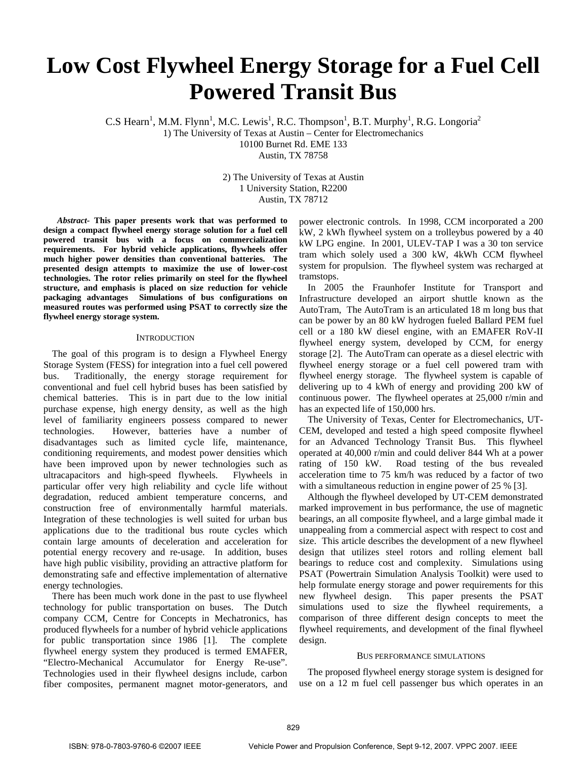# Low Cost Flywheel Energy Storage for a Fuel Cell Powered Transit Bus

C.S Hearn[1], M.M. Flynn[1], M.C. Lewis[1], R.C. Thompson[1], B.T. Murphy[1], R.G. Longoria[2]

1) The University of Texas at Austin – Center for Electromechanics
10100 Burnet Rd. EME 133
Austin, TX 78758

2) The University of Texas at Austin
1 University Station, R2200
Austin, TX 78712

***Abstract-* This paper presents work that was performed to design a compact flywheel energy storage solution for a fuel cell powered transit bus with a focus on commercialization requirements. For hybrid vehicle applications, flywheels offer much higher power densities than conventional batteries. The presented design attempts to maximize the use of lower-cost technologies. The rotor relies primarily on steel for the flywheel structure, and emphasis is placed on size reduction for vehicle packaging advantages Simulations of bus configurations on measured routes was performed using PSAT to correctly size the flywheel energy storage system.**

## Introduction

The goal of this program is to design a Flywheel Energy Storage System (FESS) for integration into a fuel cell powered bus. Traditionally, the energy storage requirement for conventional and fuel cell hybrid buses has been satisfied by chemical batteries. This is in part due to the low initial purchase expense, high energy density, as well as the high level of familiarity engineers possess compared to newer technologies. However, batteries have a number of disadvantages such as limited cycle life, maintenance, conditioning requirements, and modest power densities which have been improved upon by newer technologies such as ultracapacitors and high-speed flywheels. Flywheels in particular offer very high reliability and cycle life without degradation, reduced ambient temperature concerns, and construction free of environmentally harmful materials. Integration of these technologies is well suited for urban bus applications due to the traditional bus route cycles which contain large amounts of deceleration and acceleration for potential energy recovery and re-usage. In addition, buses have high public visibility, providing an attractive platform for demonstrating safe and effective implementation of alternative energy technologies.

There has been much work done in the past to use flywheel technology for public transportation on buses. The Dutch company CCM, Centre for Concepts in Mechatronics, has produced flywheels for a number of hybrid vehicle applications for public transportation since 1986 [1]. The complete flywheel energy system they produced is termed EMAFER, "Electro-Mechanical Accumulator for Energy Re-use". Technologies used in their flywheel designs include, carbon fiber composites, permanent magnet motor-generators, and power electronic controls. In 1998, CCM incorporated a 200 kW, 2 kWh flywheel system on a trolleybus powered by a 40 kW LPG engine. In 2001, ULEV-TAP I was a 30 ton service tram which solely used a 300 kW, 4kWh CCM flywheel system for propulsion. The flywheel system was recharged at tramstops.

In 2005 the Fraunhofer Institute for Transport and Infrastructure developed an airport shuttle known as the AutoTram, The AutoTram is an articulated 18 m long bus that can be power by an 80 kW hydrogen fueled Ballard PEM fuel cell or a 180 kW diesel engine, with an EMAFER RoV-II flywheel energy system, developed by CCM, for energy storage [2]. The AutoTram can operate as a diesel electric with flywheel energy storage or a fuel cell powered tram with flywheel energy storage. The flywheel system is capable of delivering up to 4 kWh of energy and providing 200 kW of continuous power. The flywheel operates at 25,000 r/min and has an expected life of 150,000 hrs.

The University of Texas, Center for Electromechanics, UT-CEM, developed and tested a high speed composite flywheel for an Advanced Technology Transit Bus. This flywheel operated at 40,000 r/min and could deliver 844 Wh at a power rating of 150 kW. Road testing of the bus revealed acceleration time to 75 km/h was reduced by a factor of two with a simultaneous reduction in engine power of 25 % [3].

Although the flywheel developed by UT-CEM demonstrated marked improvement in bus performance, the use of magnetic bearings, an all composite flywheel, and a large gimbal made it unappealing from a commercial aspect with respect to cost and size. This article describes the development of a new flywheel design that utilizes steel rotors and rolling element ball bearings to reduce cost and complexity. Simulations using PSAT (Powertrain Simulation Analysis Toolkit) were used to help formulate energy storage and power requirements for this new flywheel design. This paper presents the PSAT simulations used to size the flywheel requirements, a comparison of three different design concepts to meet the flywheel requirements, and development of the final flywheel design.

## Bus performance simulations

The proposed flywheel energy storage system is designed for use on a 12 m fuel cell passenger bus which operates in an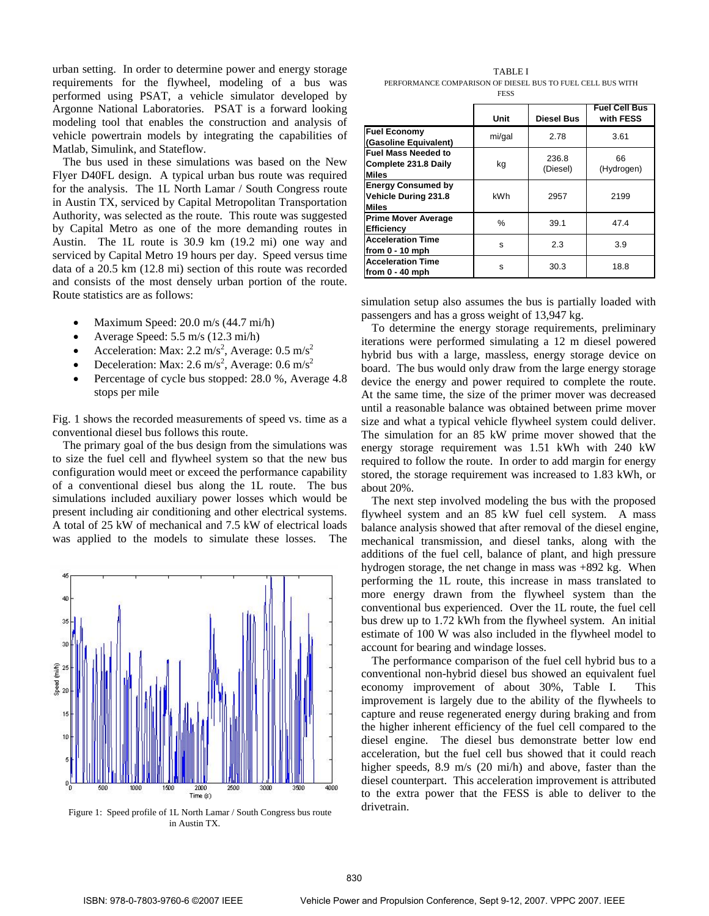urban setting. In order to determine power and energy storage requirements for the flywheel, modeling of a bus was performed using PSAT, a vehicle simulator developed by Argonne National Laboratories. PSAT is a forward looking modeling tool that enables the construction and analysis of vehicle powertrain models by integrating the capabilities of Matlab, Simulink, and Stateflow.

The bus used in these simulations was based on the New Flyer D40FL design. A typical urban bus route was required for the analysis. The 1L North Lamar / South Congress route in Austin TX, serviced by Capital Metropolitan Transportation Authority, was selected as the route. This route was suggested by Capital Metro as one of the more demanding routes in Austin. The 1L route is 30.9 km (19.2 mi) one way and serviced by Capital Metro 19 hours per day. Speed versus time data of a 20.5 km (12.8 mi) section of this route was recorded and consists of the most densely urban portion of the route. Route statistics are as follows:

- Maximum Speed: 20.0 m/s (44.7 mi/h)
- Average Speed: 5.5 m/s (12.3 mi/h)
- Acceleration: Max: 2.2 m/s$^2$, Average: 0.5 m/s$^2$
- Deceleration: Max: 2.6 m/s$^2$, Average: 0.6 m/s$^2$
- Percentage of cycle bus stopped: 28.0 %, Average 4.8 stops per mile

Fig. 1 shows the recorded measurements of speed vs. time as a conventional diesel bus follows this route.

The primary goal of the bus design from the simulations was to size the fuel cell and flywheel system so that the new bus configuration would meet or exceed the performance capability of a conventional diesel bus along the 1L route. The bus simulations included auxiliary power losses which would be present including air conditioning and other electrical systems. A total of 25 kW of mechanical and 7.5 kW of electrical loads was applied to the models to simulate these losses. The simulation setup also assumes the bus is partially loaded with passengers and has a gross weight of 13,947 kg.

Figure 1: Speed profile of 1L North Lamar / South Congress bus route in Austin TX.

TABLE I
PERFORMANCE COMPARISON OF DIESEL BUS TO FUEL CELL BUS WITH FESS

| | Unit | Diesel Bus | Fuel Cell Bus with FESS |
|---|---|---|---|
| **Fuel Economy (Gasoline Equivalent)** | mi/gal | 2.78 | 3.61 |
| **Fuel Mass Needed to Complete 231.8 Daily Miles** | kg | 236.8 (Diesel) | 66 (Hydrogen) |
| **Energy Consumed by Vehicle During 231.8 Miles** | kWh | 2957 | 2199 |
| **Prime Mover Average Efficiency** | % | 39.1 | 47.4 |
| **Acceleration Time from 0 - 10 mph** | s | 2.3 | 3.9 |
| **Acceleration Time from 0 - 40 mph** | s | 30.3 | 18.8 |

To determine the energy storage requirements, preliminary iterations were performed simulating a 12 m diesel powered hybrid bus with a large, massless, energy storage device on board. The bus would only draw from the large energy storage device the energy and power required to complete the route. At the same time, the size of the primer mover was decreased until a reasonable balance was obtained between prime mover size and what a typical vehicle flywheel system could deliver. The simulation for an 85 kW prime mover showed that the energy storage requirement was 1.51 kWh with 240 kW required to follow the route. In order to add margin for energy stored, the storage requirement was increased to 1.83 kWh, or about 20%.

The next step involved modeling the bus with the proposed flywheel system and an 85 kW fuel cell system. A mass balance analysis showed that after removal of the diesel engine, mechanical transmission, and diesel tanks, along with the additions of the fuel cell, balance of plant, and high pressure hydrogen storage, the net change in mass was +892 kg. When performing the 1L route, this increase in mass translated to more energy drawn from the flywheel system than the conventional bus experienced. Over the 1L route, the fuel cell bus drew up to 1.72 kWh from the flywheel system. An initial estimate of 100 W was also included in the flywheel model to account for bearing and windage losses.

The performance comparison of the fuel cell hybrid bus to a conventional non-hybrid diesel bus showed an equivalent fuel economy improvement of about 30%, Table I. This improvement is largely due to the ability of the flywheels to capture and reuse regenerated energy during braking and from the higher inherent efficiency of the fuel cell compared to the diesel engine. The diesel bus demonstrate better low end acceleration, but the fuel cell bus showed that it could reach higher speeds, 8.9 m/s (20 mi/h) and above, faster than the diesel counterpart. This acceleration improvement is attributed to the extra power that the FESS is able to deliver to the drivetrain.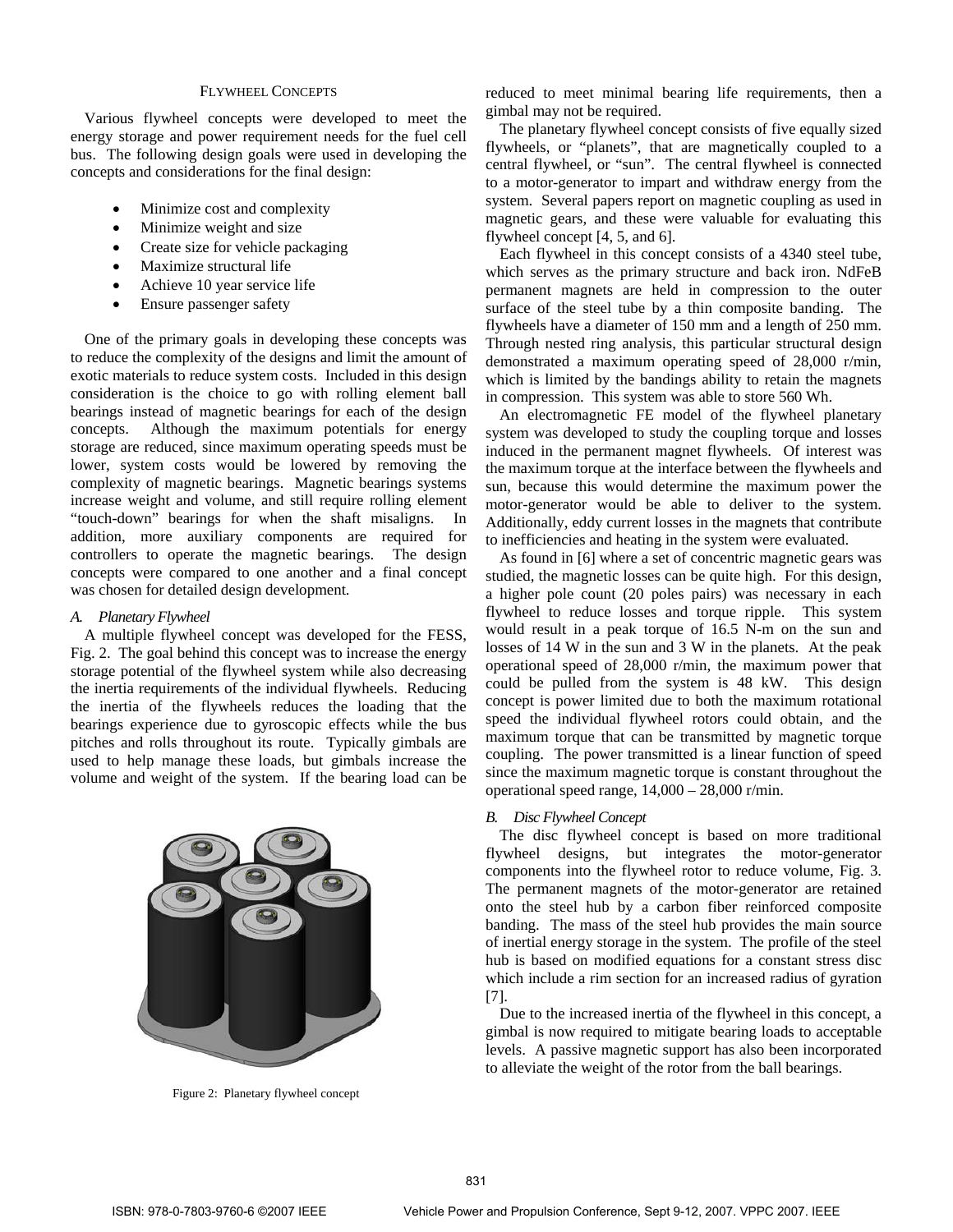## FLYWHEEL CONCEPTS

Various flywheel concepts were developed to meet the energy storage and power requirement needs for the fuel cell bus. The following design goals were used in developing the concepts and considerations for the final design:

- Minimize cost and complexity
- Minimize weight and size
- Create size for vehicle packaging
- Maximize structural life
- Achieve 10 year service life
- Ensure passenger safety

One of the primary goals in developing these concepts was to reduce the complexity of the designs and limit the amount of exotic materials to reduce system costs. Included in this design consideration is the choice to go with rolling element ball bearings instead of magnetic bearings for each of the design concepts. Although the maximum potentials for energy storage are reduced, since maximum operating speeds must be lower, system costs would be lowered by removing the complexity of magnetic bearings. Magnetic bearings systems increase weight and volume, and still require rolling element "touch-down" bearings for when the shaft misaligns. In addition, more auxiliary components are required for controllers to operate the magnetic bearings. The design concepts were compared to one another and a final concept was chosen for detailed design development.

### *A. Planetary Flywheel*

A multiple flywheel concept was developed for the FESS, Fig. 2. The goal behind this concept was to increase the energy storage potential of the flywheel system while also decreasing the inertia requirements of the individual flywheels. Reducing the inertia of the flywheels reduces the loading that the bearings experience due to gyroscopic effects while the bus pitches and rolls throughout its route. Typically gimbals are used to help manage these loads, but gimbals increase the volume and weight of the system. If the bearing load can be reduced to meet minimal bearing life requirements, then a gimbal may not be required.

Figure 2: Planetary flywheel concept

The planetary flywheel concept consists of five equally sized flywheels, or "planets", that are magnetically coupled to a central flywheel, or "sun". The central flywheel is connected to a motor-generator to impart and withdraw energy from the system. Several papers report on magnetic coupling as used in magnetic gears, and these were valuable for evaluating this flywheel concept [4, 5, and 6].

Each flywheel in this concept consists of a 4340 steel tube, which serves as the primary structure and back iron. NdFeB permanent magnets are held in compression to the outer surface of the steel tube by a thin composite banding. The flywheels have a diameter of 150 mm and a length of 250 mm. Through nested ring analysis, this particular structural design demonstrated a maximum operating speed of 28,000 r/min, which is limited by the bandings ability to retain the magnets in compression. This system was able to store 560 Wh.

An electromagnetic FE model of the flywheel planetary system was developed to study the coupling torque and losses induced in the permanent magnet flywheels. Of interest was the maximum torque at the interface between the flywheels and sun, because this would determine the maximum power the motor-generator would be able to deliver to the system. Additionally, eddy current losses in the magnets that contribute to inefficiencies and heating in the system were evaluated.

As found in [6] where a set of concentric magnetic gears was studied, the magnetic losses can be quite high. For this design, a higher pole count (20 poles pairs) was necessary in each flywheel to reduce losses and torque ripple. This system would result in a peak torque of 16.5 N-m on the sun and losses of 14 W in the sun and 3 W in the planets. At the peak operational speed of 28,000 r/min, the maximum power that could be pulled from the system is 48 kW. This design concept is power limited due to both the maximum rotational speed the individual flywheel rotors could obtain, and the maximum torque that can be transmitted by magnetic torque coupling. The power transmitted is a linear function of speed since the maximum magnetic torque is constant throughout the operational speed range, 14,000 – 28,000 r/min.

### *B. Disc Flywheel Concept*

The disc flywheel concept is based on more traditional flywheel designs, but integrates the motor-generator components into the flywheel rotor to reduce volume, Fig. 3. The permanent magnets of the motor-generator are retained onto the steel hub by a carbon fiber reinforced composite banding. The mass of the steel hub provides the main source of inertial energy storage in the system. The profile of the steel hub is based on modified equations for a constant stress disc which include a rim section for an increased radius of gyration [7].

Due to the increased inertia of the flywheel in this concept, a gimbal is now required to mitigate bearing loads to acceptable levels. A passive magnetic support has also been incorporated to alleviate the weight of the rotor from the ball bearings.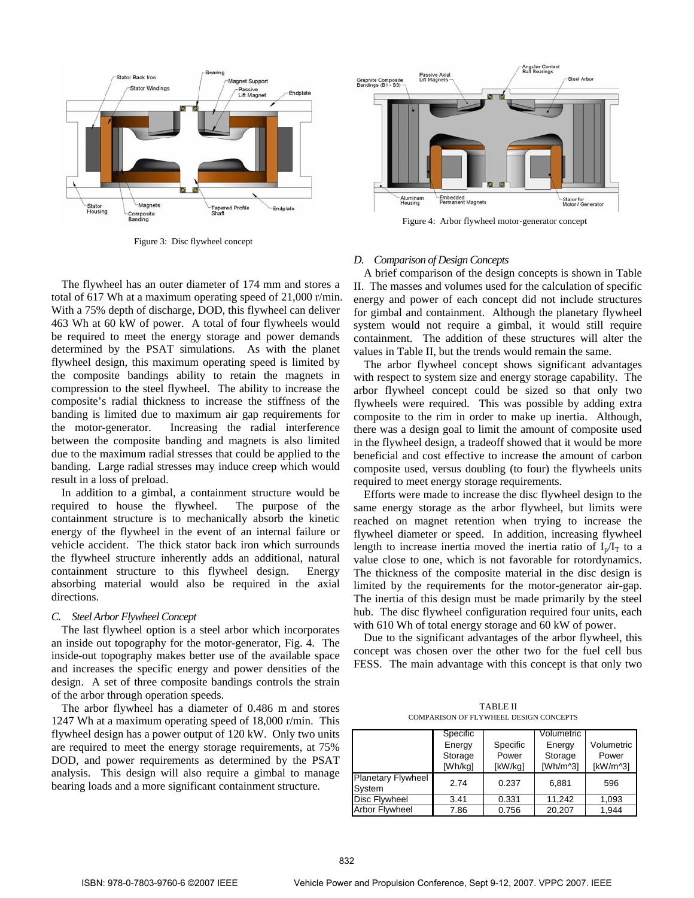Figure 3: Disc flywheel concept

The flywheel has an outer diameter of 174 mm and stores a total of 617 Wh at a maximum operating speed of 21,000 r/min. With a 75% depth of discharge, DOD, this flywheel can deliver 463 Wh at 60 kW of power. A total of four flywheels would be required to meet the energy storage and power demands determined by the PSAT simulations. As with the planet flywheel design, this maximum operating speed is limited by the composite bandings ability to retain the magnets in compression to the steel flywheel. The ability to increase the composite's radial thickness to increase the stiffness of the banding is limited due to maximum air gap requirements for the motor-generator. Increasing the radial interference between the composite banding and magnets is also limited due to the maximum radial stresses that could be applied to the banding. Large radial stresses may induce creep which would result in a loss of preload.

In addition to a gimbal, a containment structure would be required to house the flywheel. The purpose of the containment structure is to mechanically absorb the kinetic energy of the flywheel in the event of an internal failure or vehicle accident. The thick stator back iron which surrounds the flywheel structure inherently adds an additional, natural containment structure to this flywheel design. Energy absorbing material would also be required in the axial directions.

### *C. Steel Arbor Flywheel Concept*

The last flywheel option is a steel arbor which incorporates an inside out topography for the motor-generator, Fig. 4. The inside-out topography makes better use of the available space and increases the specific energy and power densities of the design. A set of three composite bandings controls the strain of the arbor through operation speeds.

The arbor flywheel has a diameter of 0.486 m and stores 1247 Wh at a maximum operating speed of 18,000 r/min. This flywheel design has a power output of 120 kW. Only two units are required to meet the energy storage requirements, at 75% DOD, and power requirements as determined by the PSAT analysis. This design will also require a gimbal to manage bearing loads and a more significant containment structure.

Figure 4: Arbor flywheel motor-generator concept

### *D. Comparison of Design Concepts*

A brief comparison of the design concepts is shown in Table II. The masses and volumes used for the calculation of specific energy and power of each concept did not include structures for gimbal and containment. Although the planetary flywheel system would not require a gimbal, it would still require containment. The addition of these structures will alter the values in Table II, but the trends would remain the same.

The arbor flywheel concept shows significant advantages with respect to system size and energy storage capability. The arbor flywheel concept could be sized so that only two flywheels were required. This was possible by adding extra composite to the rim in order to make up inertia. Although, there was a design goal to limit the amount of composite used in the flywheel design, a tradeoff showed that it would be more beneficial and cost effective to increase the amount of carbon composite used, versus doubling (to four) the flywheels units required to meet energy storage requirements.

Efforts were made to increase the disc flywheel design to the same energy storage as the arbor flywheel, but limits were reached on magnet retention when trying to increase the flywheel diameter or speed. In addition, increasing flywheel length to increase inertia moved the inertia ratio of $I_p/I_T$ to a value close to one, which is not favorable for rotordynamics. The thickness of the composite material in the disc design is limited by the requirements for the motor-generator air-gap. The inertia of this design must be made primarily by the steel hub. The disc flywheel configuration required four units, each with 610 Wh of total energy storage and 60 kW of power.

Due to the significant advantages of the arbor flywheel, this concept was chosen over the other two for the fuel cell bus FESS. The main advantage with this concept is that only two

TABLE II
COMPARISON OF FLYWHEEL DESIGN CONCEPTS

| | Specific Energy Storage [Wh/kg] | Specific Power [kW/kg] | Volumetric Energy Storage [Wh/m^3] | Volumetric Power [kW/m^3] |
|---|---|---|---|---|
| Planetary Flywheel System | 2.74 | 0.237 | 6,881 | 596 |
| Disc Flywheel | 3.41 | 0.331 | 11,242 | 1,093 |
| Arbor Flywheel | 7.86 | 0.756 | 20,207 | 1,944 |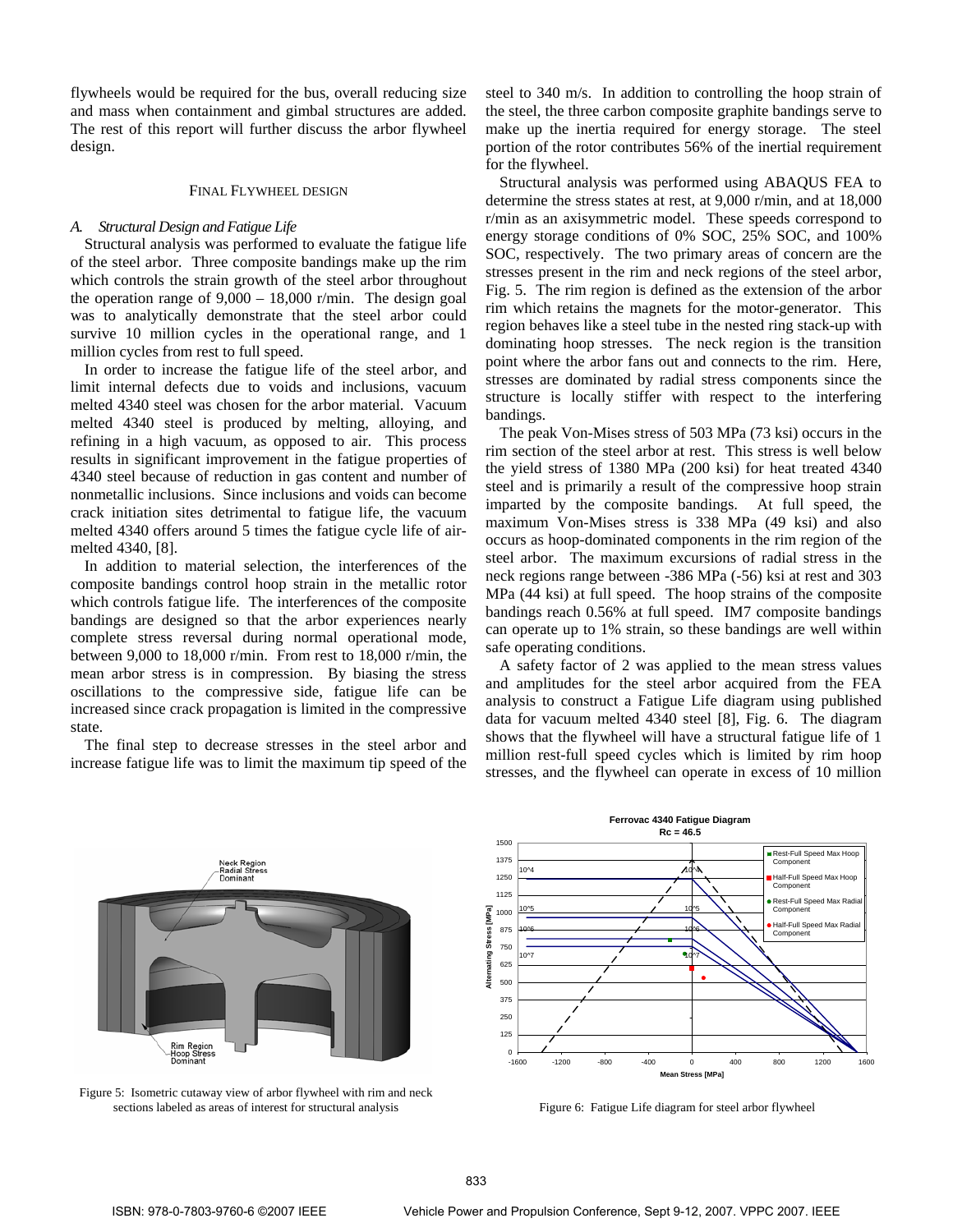flywheels would be required for the bus, overall reducing size and mass when containment and gimbal structures are added. The rest of this report will further discuss the arbor flywheel design.

## Final Flywheel Design

### A. Structural Design and Fatigue Life

Structural analysis was performed to evaluate the fatigue life of the steel arbor. Three composite bandings make up the rim which controls the strain growth of the steel arbor throughout the operation range of 9,000 – 18,000 r/min. The design goal was to analytically demonstrate that the steel arbor could survive 10 million cycles in the operational range, and 1 million cycles from rest to full speed.

In order to increase the fatigue life of the steel arbor, and limit internal defects due to voids and inclusions, vacuum melted 4340 steel was chosen for the arbor material. Vacuum melted 4340 steel is produced by melting, alloying, and refining in a high vacuum, as opposed to air. This process results in significant improvement in the fatigue properties of 4340 steel because of reduction in gas content and number of nonmetallic inclusions. Since inclusions and voids can become crack initiation sites detrimental to fatigue life, the vacuum melted 4340 offers around 5 times the fatigue cycle life of air-melted 4340, [8].

In addition to material selection, the interferences of the composite bandings control hoop strain in the metallic rotor which controls fatigue life. The interferences of the composite bandings are designed so that the arbor experiences nearly complete stress reversal during normal operational mode, between 9,000 to 18,000 r/min. From rest to 18,000 r/min, the mean arbor stress is in compression. By biasing the stress oscillations to the compressive side, fatigue life can be increased since crack propagation is limited in the compressive state.

The final step to decrease stresses in the steel arbor and increase fatigue life was to limit the maximum tip speed of the steel to 340 m/s. In addition to controlling the hoop strain of the steel, the three carbon composite graphite bandings serve to make up the inertia required for energy storage. The steel portion of the rotor contributes 56% of the inertial requirement for the flywheel.

Structural analysis was performed using ABAQUS FEA to determine the stress states at rest, at 9,000 r/min, and at 18,000 r/min as an axisymmetric model. These speeds correspond to energy storage conditions of 0% SOC, 25% SOC, and 100% SOC, respectively. The two primary areas of concern are the stresses present in the rim and neck regions of the steel arbor, Fig. 5. The rim region is defined as the extension of the arbor rim which retains the magnets for the motor-generator. This region behaves like a steel tube in the nested ring stack-up with dominating hoop stresses. The neck region is the transition point where the arbor fans out and connects to the rim. Here, stresses are dominated by radial stress components since the structure is locally stiffer with respect to the interfering bandings.

The peak Von-Mises stress of 503 MPa (73 ksi) occurs in the rim section of the steel arbor at rest. This stress is well below the yield stress of 1380 MPa (200 ksi) for heat treated 4340 steel and is primarily a result of the compressive hoop strain imparted by the composite bandings. At full speed, the maximum Von-Mises stress is 338 MPa (49 ksi) and also occurs as hoop-dominated components in the rim region of the steel arbor. The maximum excursions of radial stress in the neck regions range between -386 MPa (-56) ksi at rest and 303 MPa (44 ksi) at full speed. The hoop strains of the composite bandings reach 0.56% at full speed. IM7 composite bandings can operate up to 1% strain, so these bandings are well within safe operating conditions.

A safety factor of 2 was applied to the mean stress values and amplitudes for the steel arbor acquired from the FEA analysis to construct a Fatigue Life diagram using published data for vacuum melted 4340 steel [8], Fig. 6. The diagram shows that the flywheel will have a structural fatigue life of 1 million rest-full speed cycles which is limited by rim hoop stresses, and the flywheel can operate in excess of 10 million

Figure 5: Isometric cutaway view of arbor flywheel with rim and neck sections labeled as areas of interest for structural analysis

Figure 6: Fatigue Life diagram for steel arbor flywheel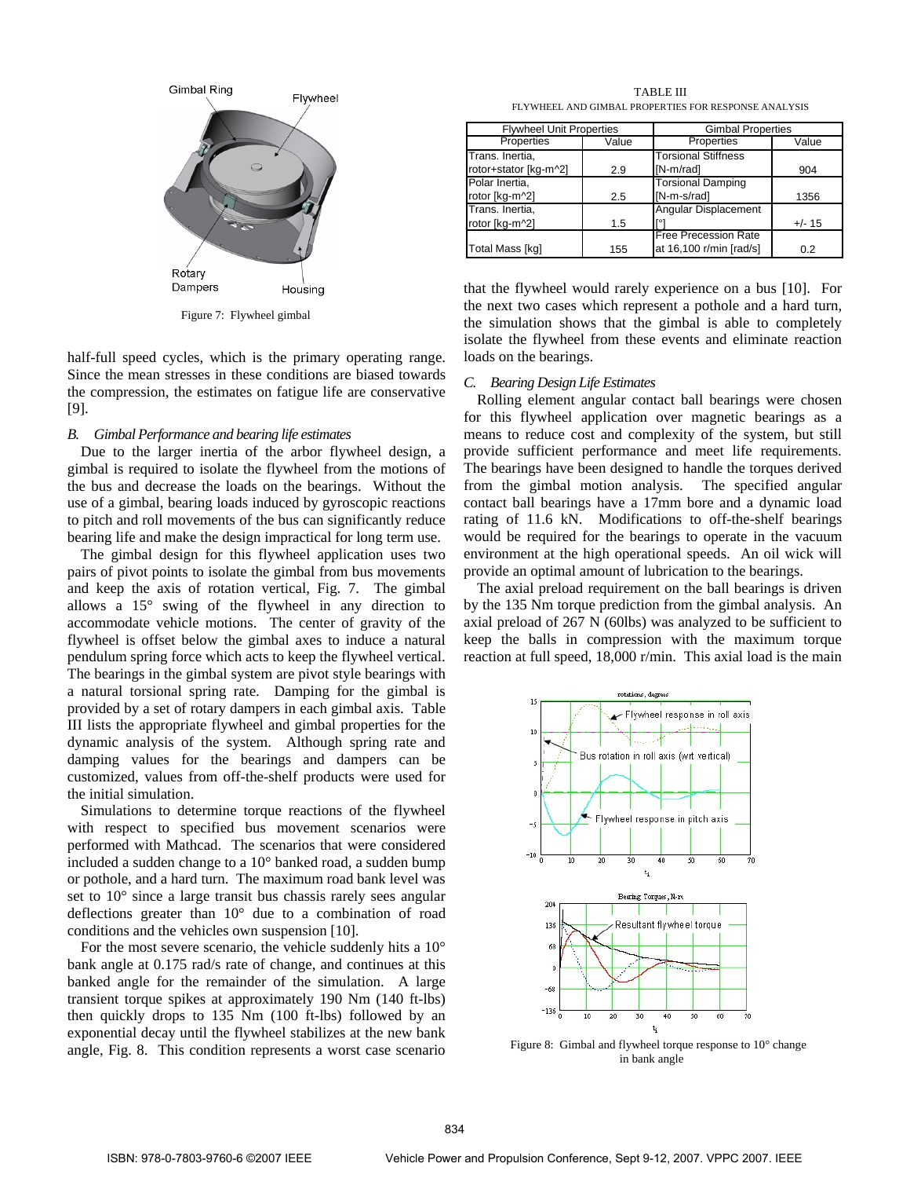Figure 7: Flywheel gimbal

half-full speed cycles, which is the primary operating range. Since the mean stresses in these conditions are biased towards the compression, the estimates on fatigue life are conservative [9].

### *B. Gimbal Performance and bearing life estimates*

Due to the larger inertia of the arbor flywheel design, a gimbal is required to isolate the flywheel from the motions of the bus and decrease the loads on the bearings. Without the use of a gimbal, bearing loads induced by gyroscopic reactions to pitch and roll movements of the bus can significantly reduce bearing life and make the design impractical for long term use.

The gimbal design for this flywheel application uses two pairs of pivot points to isolate the gimbal from bus movements and keep the axis of rotation vertical, Fig. 7. The gimbal allows a 15° swing of the flywheel in any direction to accommodate vehicle motions. The center of gravity of the flywheel is offset below the gimbal axes to induce a natural pendulum spring force which acts to keep the flywheel vertical. The bearings in the gimbal system are pivot style bearings with a natural torsional spring rate. Damping for the gimbal is provided by a set of rotary dampers in each gimbal axis. Table III lists the appropriate flywheel and gimbal properties for the dynamic analysis of the system. Although spring rate and damping values for the bearings and dampers can be customized, values from off-the-shelf products were used for the initial simulation.

Simulations to determine torque reactions of the flywheel with respect to specified bus movement scenarios were performed with Mathcad. The scenarios that were considered included a sudden change to a 10° banked road, a sudden bump or pothole, and a hard turn. The maximum road bank level was set to 10° since a large transit bus chassis rarely sees angular deflections greater than 10° due to a combination of road conditions and the vehicles own suspension [10].

For the most severe scenario, the vehicle suddenly hits a 10° bank angle at 0.175 rad/s rate of change, and continues at this banked angle for the remainder of the simulation. A large transient torque spikes at approximately 190 Nm (140 ft-lbs) then quickly drops to 135 Nm (100 ft-lbs) followed by an exponential decay until the flywheel stabilizes at the new bank angle, Fig. 8. This condition represents a worst case scenario that the flywheel would rarely experience on a bus [10]. For the next two cases which represent a pothole and a hard turn, the simulation shows that the gimbal is able to completely isolate the flywheel from these events and eliminate reaction loads on the bearings.

TABLE III
FLYWHEEL AND GIMBAL PROPERTIES FOR RESPONSE ANALYSIS

| Flywheel Unit Properties | | Gimbal Properties | |
|---|---|---|---|
| Properties | Value | Properties | Value |
| Trans. Inertia, rotor+stator [kg-m^2] | 2.9 | Torsional Stiffness [N-m/rad] | 904 |
| Polar Inertia, rotor [kg-m^2] | 2.5 | Torsional Damping [N-m-s/rad] | 1356 |
| Trans. Inertia, rotor [kg-m^2] | 1.5 | Angular Displacement [°] | +/- 15 |
| Total Mass [kg] | 155 | Free Precession Rate at 16,100 r/min [rad/s] | 0.2 |

### *C. Bearing Design Life Estimates*

Rolling element angular contact ball bearings were chosen for this flywheel application over magnetic bearings as a means to reduce cost and complexity of the system, but still provide sufficient performance and meet life requirements. The bearings have been designed to handle the torques derived from the gimbal motion analysis. The specified angular contact ball bearings have a 17mm bore and a dynamic load rating of 11.6 kN. Modifications to off-the-shelf bearings would be required for the bearings to operate in the vacuum environment at the high operational speeds. An oil wick will provide an optimal amount of lubrication to the bearings.

The axial preload requirement on the ball bearings is driven by the 135 Nm torque prediction from the gimbal analysis. An axial preload of 267 N (60lbs) was analyzed to be sufficient to keep the balls in compression with the maximum torque reaction at full speed, 18,000 r/min. This axial load is the main

Figure 8: Gimbal and flywheel torque response to 10° change in bank angle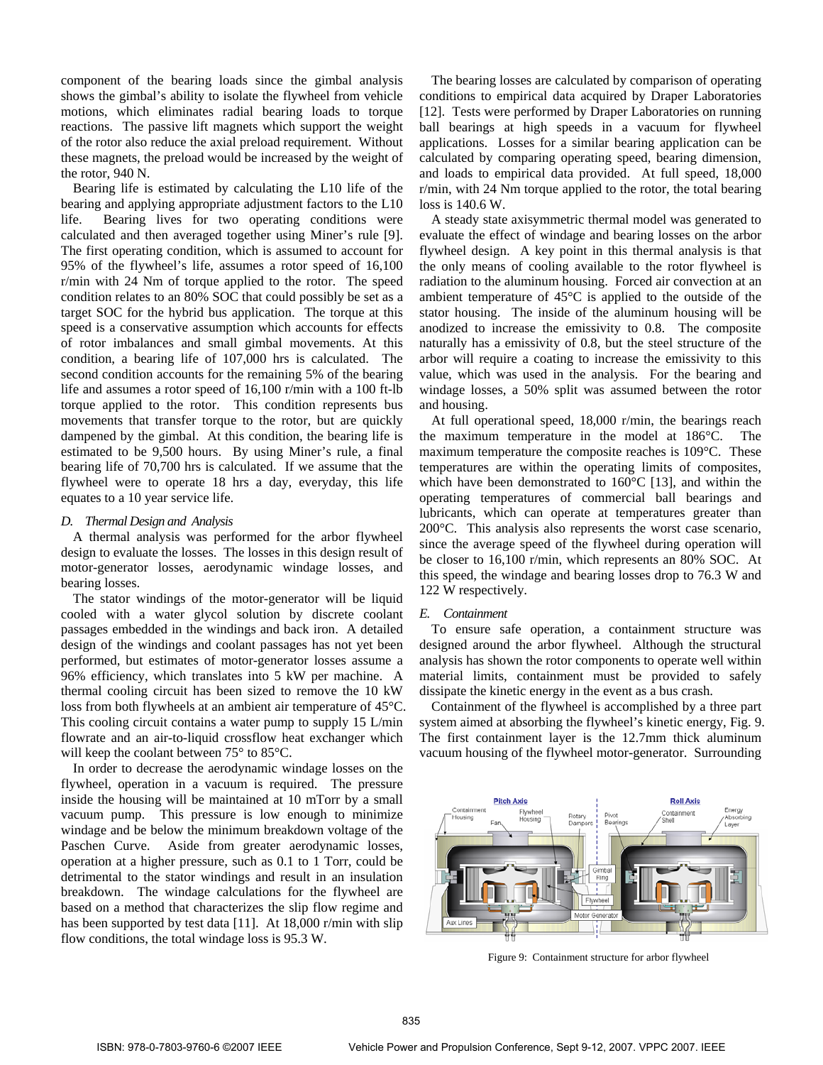component of the bearing loads since the gimbal analysis shows the gimbal's ability to isolate the flywheel from vehicle motions, which eliminates radial bearing loads to torque reactions. The passive lift magnets which support the weight of the rotor also reduce the axial preload requirement. Without these magnets, the preload would be increased by the weight of the rotor, 940 N.

Bearing life is estimated by calculating the L10 life of the bearing and applying appropriate adjustment factors to the L10 life. Bearing lives for two operating conditions were calculated and then averaged together using Miner's rule [9]. The first operating condition, which is assumed to account for 95% of the flywheel's life, assumes a rotor speed of 16,100 r/min with 24 Nm of torque applied to the rotor. The speed condition relates to an 80% SOC that could possibly be set as a target SOC for the hybrid bus application. The torque at this speed is a conservative assumption which accounts for effects of rotor imbalances and small gimbal movements. At this condition, a bearing life of 107,000 hrs is calculated. The second condition accounts for the remaining 5% of the bearing life and assumes a rotor speed of 16,100 r/min with a 100 ft-lb torque applied to the rotor. This condition represents bus movements that transfer torque to the rotor, but are quickly dampened by the gimbal. At this condition, the bearing life is estimated to be 9,500 hours. By using Miner's rule, a final bearing life of 70,700 hrs is calculated. If we assume that the flywheel were to operate 18 hrs a day, everyday, this life equates to a 10 year service life.

### *D. Thermal Design and Analysis*

A thermal analysis was performed for the arbor flywheel design to evaluate the losses. The losses in this design result of motor-generator losses, aerodynamic windage losses, and bearing losses.

The stator windings of the motor-generator will be liquid cooled with a water glycol solution by discrete coolant passages embedded in the windings and back iron. A detailed design of the windings and coolant passages has not yet been performed, but estimates of motor-generator losses assume a 96% efficiency, which translates into 5 kW per machine. A thermal cooling circuit has been sized to remove the 10 kW loss from both flywheels at an ambient air temperature of 45°C. This cooling circuit contains a water pump to supply 15 L/min flowrate and an air-to-liquid crossflow heat exchanger which will keep the coolant between 75° to 85°C.

In order to decrease the aerodynamic windage losses on the flywheel, operation in a vacuum is required. The pressure inside the housing will be maintained at 10 mTorr by a small vacuum pump. This pressure is low enough to minimize windage and be below the minimum breakdown voltage of the Paschen Curve. Aside from greater aerodynamic losses, operation at a higher pressure, such as 0.1 to 1 Torr, could be detrimental to the stator windings and result in an insulation breakdown. The windage calculations for the flywheel are based on a method that characterizes the slip flow regime and has been supported by test data [11]. At 18,000 r/min with slip flow conditions, the total windage loss is 95.3 W.

The bearing losses are calculated by comparison of operating conditions to empirical data acquired by Draper Laboratories [12]. Tests were performed by Draper Laboratories on running ball bearings at high speeds in a vacuum for flywheel applications. Losses for a similar bearing application can be calculated by comparing operating speed, bearing dimension, and loads to empirical data provided. At full speed, 18,000 r/min, with 24 Nm torque applied to the rotor, the total bearing loss is 140.6 W.

A steady state axisymmetric thermal model was generated to evaluate the effect of windage and bearing losses on the arbor flywheel design. A key point in this thermal analysis is that the only means of cooling available to the rotor flywheel is radiation to the aluminum housing. Forced air convection at an ambient temperature of 45°C is applied to the outside of the stator housing. The inside of the aluminum housing will be anodized to increase the emissivity to 0.8. The composite naturally has a emissivity of 0.8, but the steel structure of the arbor will require a coating to increase the emissivity to this value, which was used in the analysis. For the bearing and windage losses, a 50% split was assumed between the rotor and housing.

At full operational speed, 18,000 r/min, the bearings reach the maximum temperature in the model at 186°C. The maximum temperature the composite reaches is 109°C. These temperatures are within the operating limits of composites, which have been demonstrated to 160°C [13], and within the operating temperatures of commercial ball bearings and lubricants, which can operate at temperatures greater than 200°C. This analysis also represents the worst case scenario, since the average speed of the flywheel during operation will be closer to 16,100 r/min, which represents an 80% SOC. At this speed, the windage and bearing losses drop to 76.3 W and 122 W respectively.

### *E. Containment*

To ensure safe operation, a containment structure was designed around the arbor flywheel. Although the structural analysis has shown the rotor components to operate well within material limits, containment must be provided to safely dissipate the kinetic energy in the event as a bus crash.

Containment of the flywheel is accomplished by a three part system aimed at absorbing the flywheel's kinetic energy, Fig. 9. The first containment layer is the 12.7mm thick aluminum vacuum housing of the flywheel motor-generator. Surrounding

Figure 9: Containment structure for arbor flywheel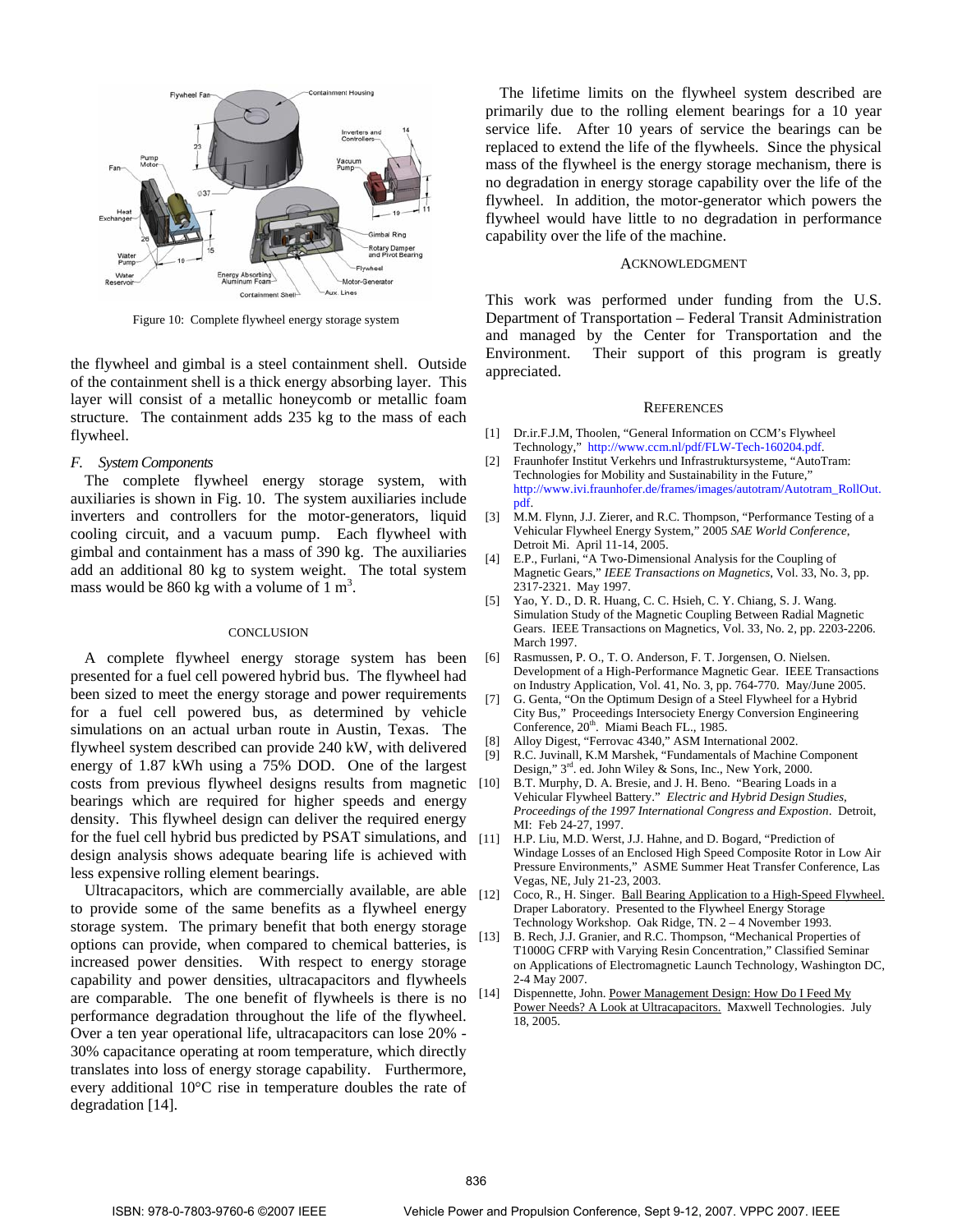Flywheel Fan

Containment Housing

Inverters and Controllers

14

23

Pump Motor

Fan

Vacuum Pump

∅37

Heat Exchanger

19

11

26

Gimbal Ring

15

Rotary Damper and Pivot Bearing

Water Pump

18

Flywheel

Water Reservoir

Energy Absorbing Aluminum Foam

Motor-Generator

Containment Shell

Aux. Lines

Figure 10: Complete flywheel energy storage system

the flywheel and gimbal is a steel containment shell. Outside of the containment shell is a thick energy absorbing layer. This layer will consist of a metallic honeycomb or metallic foam structure. The containment adds 235 kg to the mass of each flywheel.

### *F. System Components*

The complete flywheel energy storage system, with auxiliaries is shown in Fig. 10. The system auxiliaries include inverters and controllers for the motor-generators, liquid cooling circuit, and a vacuum pump. Each flywheel with gimbal and containment has a mass of 390 kg. The auxiliaries add an additional 80 kg to system weight. The total system mass would be 860 kg with a volume of 1 $m^3$.

## CONCLUSION

A complete flywheel energy storage system has been presented for a fuel cell powered hybrid bus. The flywheel had been sized to meet the energy storage and power requirements for a fuel cell powered bus, as determined by vehicle simulations on an actual urban route in Austin, Texas. The flywheel system described can provide 240 kW, with delivered energy of 1.87 kWh using a 75% DOD. One of the largest costs from previous flywheel designs results from magnetic bearings which are required for higher speeds and energy density. This flywheel design can deliver the required energy for the fuel cell hybrid bus predicted by PSAT simulations, and design analysis shows adequate bearing life is achieved with less expensive rolling element bearings.

Ultracapacitors, which are commercially available, are able to provide some of the same benefits as a flywheel energy storage system. The primary benefit that both energy storage options can provide, when compared to chemical batteries, is increased power densities. With respect to energy storage capability and power densities, ultracapacitors and flywheels are comparable. The one benefit of flywheels is there is no performance degradation throughout the life of the flywheel. Over a ten year operational life, ultracapacitors can lose 20% - 30% capacitance operating at room temperature, which directly translates into loss of energy storage capability. Furthermore, every additional 10°C rise in temperature doubles the rate of degradation [14].

The lifetime limits on the flywheel system described are primarily due to the rolling element bearings for a 10 year service life. After 10 years of service the bearings can be replaced to extend the life of the flywheels. Since the physical mass of the flywheel is the energy storage mechanism, there is no degradation in energy storage capability over the life of the flywheel. In addition, the motor-generator which powers the flywheel would have little to no degradation in performance capability over the life of the machine.

## ACKNOWLEDGMENT

This work was performed under funding from the U.S. Department of Transportation – Federal Transit Administration and managed by the Center for Transportation and the Environment. Their support of this program is greatly appreciated.

## REFERENCES

[1] Dr.ir.F.J.M, Thoolen, "General Information on CCM's Flywheel Technology," http://www.ccm.nl/pdf/FLW-Tech-160204.pdf.

[2] Fraunhofer Institut Verkehrs und Infrastruktursysteme, "AutoTram: Technologies for Mobility and Sustainability in the Future," http://www.ivi.fraunhofer.de/frames/images/autotram/Autotram_RollOut.pdf.

[3] M.M. Flynn, J.J. Zierer, and R.C. Thompson, "Performance Testing of a Vehicular Flywheel Energy System," 2005 *SAE World Conference*, Detroit Mi. April 11-14, 2005.

[4] E.P., Furlani, "A Two-Dimensional Analysis for the Coupling of Magnetic Gears," *IEEE Transactions on Magnetics*, Vol. 33, No. 3, pp. 2317-2321. May 1997.

[5] Yao, Y. D., D. R. Huang, C. C. Hsieh, C. Y. Chiang, S. J. Wang. Simulation Study of the Magnetic Coupling Between Radial Magnetic Gears. IEEE Transactions on Magnetics, Vol. 33, No. 2, pp. 2203-2206. March 1997.

[6] Rasmussen, P. O., T. O. Anderson, F. T. Jorgensen, O. Nielsen. Development of a High-Performance Magnetic Gear. IEEE Transactions on Industry Application, Vol. 41, No. 3, pp. 764-770. May/June 2005.

[7] G. Genta, "On the Optimum Design of a Steel Flywheel for a Hybrid City Bus," Proceedings Intersociety Energy Conversion Engineering Conference, 20th. Miami Beach FL., 1985.

[8] Alloy Digest, "Ferrovac 4340," ASM International 2002.

[9] R.C. Juvinall, K.M Marshek, "Fundamentals of Machine Component Design," 3rd. ed. John Wiley & Sons, Inc., New York, 2000.

[10] B.T. Murphy, D. A. Bresie, and J. H. Beno. "Bearing Loads in a Vehicular Flywheel Battery." *Electric and Hybrid Design Studies, Proceedings of the 1997 International Congress and Expostion*. Detroit, MI: Feb 24-27, 1997.

[11] H.P. Liu, M.D. Werst, J.J. Hahne, and D. Bogard, "Prediction of Windage Losses of an Enclosed High Speed Composite Rotor in Low Air Pressure Environments," ASME Summer Heat Transfer Conference, Las Vegas, NE, July 21-23, 2003.

[12] Coco, R., H. Singer. Ball Bearing Application to a High-Speed Flywheel. Draper Laboratory. Presented to the Flywheel Energy Storage Technology Workshop. Oak Ridge, TN. 2 – 4 November 1993.

[13] B. Rech, J.J. Granier, and R.C. Thompson, "Mechanical Properties of T1000G CFRP with Varying Resin Concentration," Classified Seminar on Applications of Electromagnetic Launch Technology, Washington DC, 2-4 May 2007.

[14] Dispennette, John. Power Management Design: How Do I Feed My Power Needs? A Look at Ultracapacitors. Maxwell Technologies. July 18, 2005.